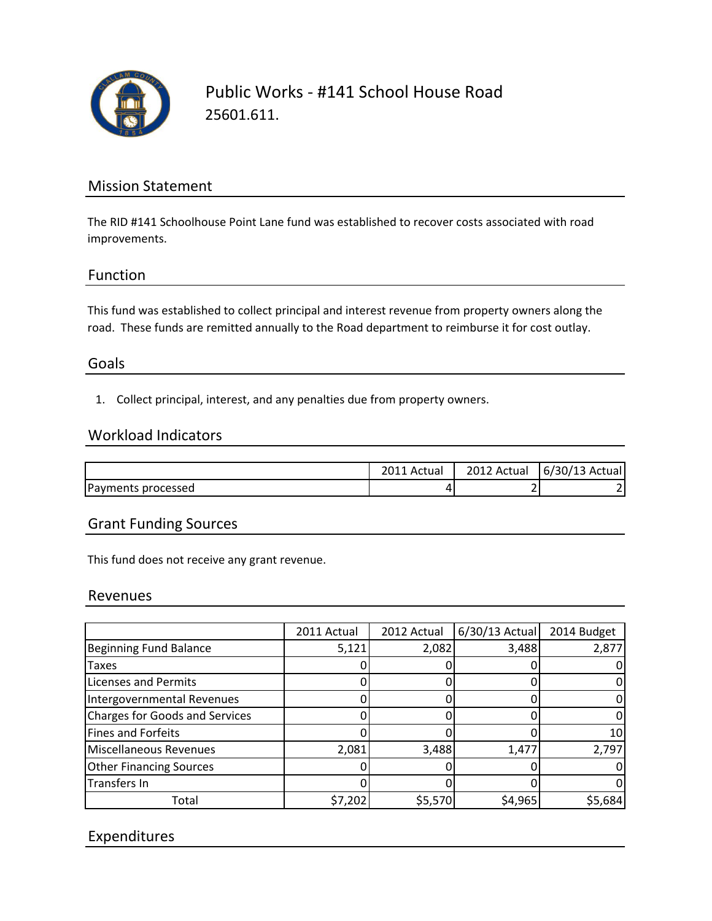# Public Works - #141 School House Road

25601.611.

## Mission Statement

The RID #141 Schoolhouse Point Lane fund was established to recover costs associated with road improvements.

## Function

This fund was established to collect principal and interest revenue from property owners along the road. These funds are remitted annually to the Road department to reimburse it for cost outlay.

## Goals

1. Collect principal, interest, and any penalties due from property owners.

## Workload Indicators

| | 2011 Actual | 2012 Actual | 6/30/13 Actual |
|---|---|---|---|
| Payments processed | 4 | 2 | 2 |

## Grant Funding Sources

This fund does not receive any grant revenue.

## Revenues

| | 2011 Actual | 2012 Actual | 6/30/13 Actual | 2014 Budget |
|---|---|---|---|---|
| Beginning Fund Balance | 5,121 | 2,082 | 3,488 | 2,877 |
| Taxes | 0 | 0 | 0 | 0 |
| Licenses and Permits | 0 | 0 | 0 | 0 |
| Intergovernmental Revenues | 0 | 0 | 0 | 0 |
| Charges for Goods and Services | 0 | 0 | 0 | 0 |
| Fines and Forfeits | 0 | 0 | 0 | 10 |
| Miscellaneous Revenues | 2,081 | 3,488 | 1,477 | 2,797 |
| Other Financing Sources | 0 | 0 | 0 | 0 |
| Transfers In | 0 | 0 | 0 | 0 |
| Total | $7,202 | $5,570 | $4,965 | $5,684 |

## Expenditures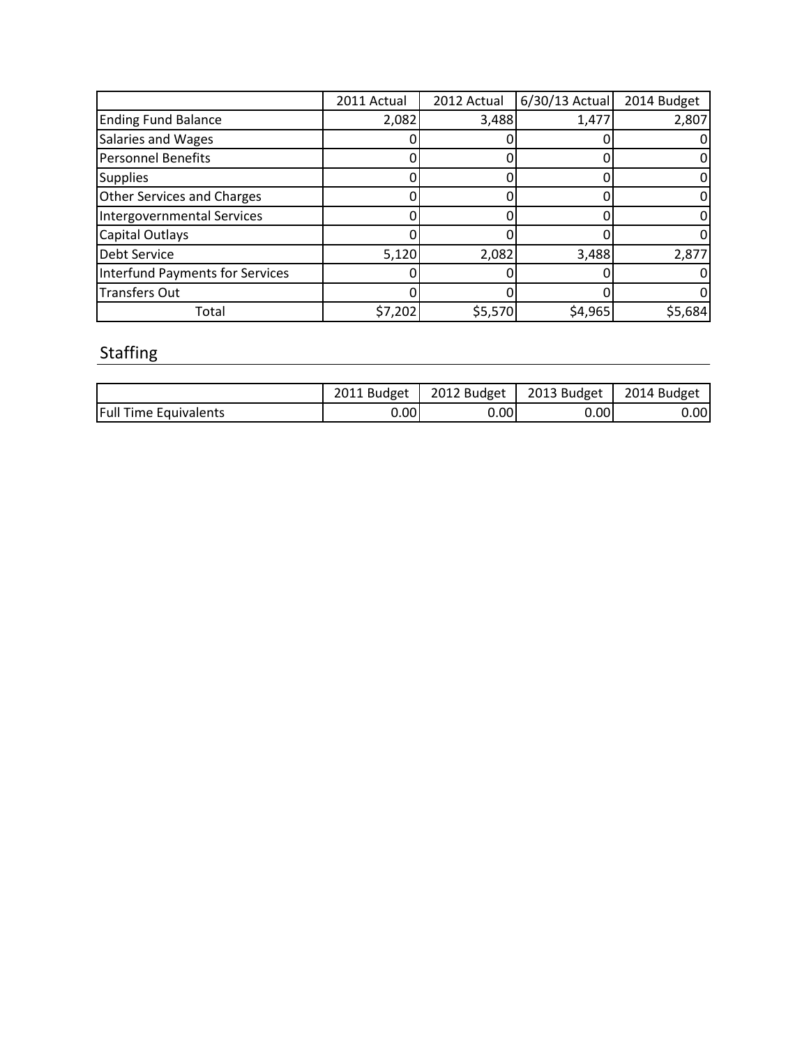| | 2011 Actual | 2012 Actual | 6/30/13 Actual | 2014 Budget |
|---|---|---|---|---|
| Ending Fund Balance | 2,082 | 3,488 | 1,477 | 2,807 |
| Salaries and Wages | 0 | 0 | 0 | 0 |
| Personnel Benefits | 0 | 0 | 0 | 0 |
| Supplies | 0 | 0 | 0 | 0 |
| Other Services and Charges | 0 | 0 | 0 | 0 |
| Intergovernmental Services | 0 | 0 | 0 | 0 |
| Capital Outlays | 0 | 0 | 0 | 0 |
| Debt Service | 5,120 | 2,082 | 3,488 | 2,877 |
| Interfund Payments for Services | 0 | 0 | 0 | 0 |
| Transfers Out | 0 | 0 | 0 | 0 |
| Total | $7,202 | $5,570 | $4,965 | $5,684 |

## Staffing

| | 2011 Budget | 2012 Budget | 2013 Budget | 2014 Budget |
|---|---|---|---|---|
| Full Time Equivalents | 0.00 | 0.00 | 0.00 | 0.00 |